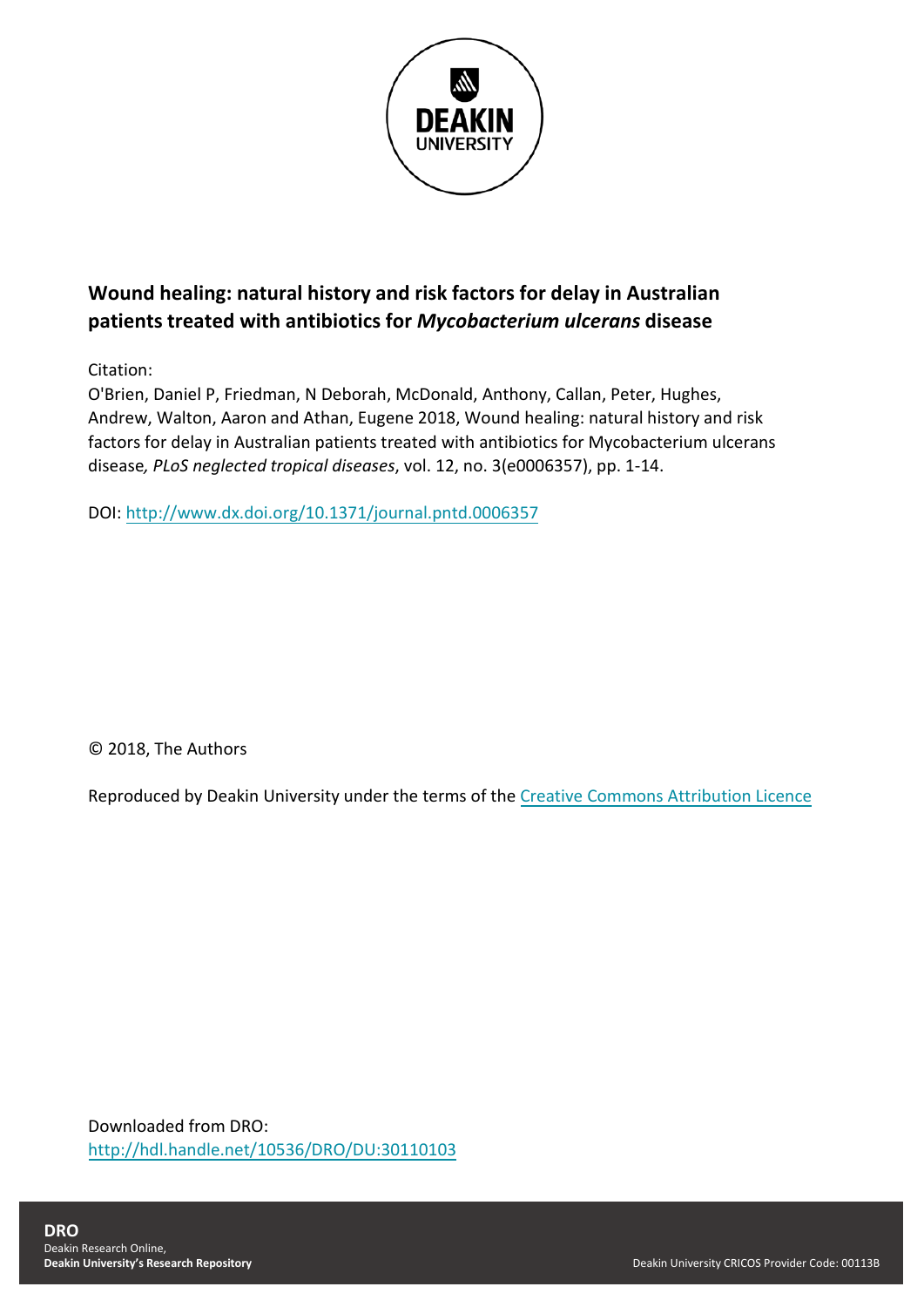# Wound healing: natural history and risk factors for delay in Australian patients treated with antibiotics for *Mycobacterium ulcerans* disease

Citation:

O'Brien, Daniel P, Friedman, N Deborah, McDonald, Anthony, Callan, Peter, Hughes, Andrew, Walton, Aaron and Athan, Eugene 2018, Wound healing: natural history and risk factors for delay in Australian patients treated with antibiotics for Mycobacterium ulcerans disease*, PLoS neglected tropical diseases*, vol. 12, no. 3(e0006357), pp. 1-14.

DOI: [http://www.dx.doi.org/10.1371/journal.pntd.0006357](http://www.dx.doi.org/10.1371/journal.pntd.0006357)

© 2018, The Authors

Reproduced by Deakin University under the terms of the [Creative Commons Attribution Licence](Creative Commons Attribution Licence)

Downloaded from DRO:
[http://hdl.handle.net/10536/DRO/DU:30110103](http://hdl.handle.net/10536/DRO/DU:30110103)

**DRO**
Deakin Research Online,
**Deakin University's Research Repository**

Deakin University CRICOS Provider Code: 00113B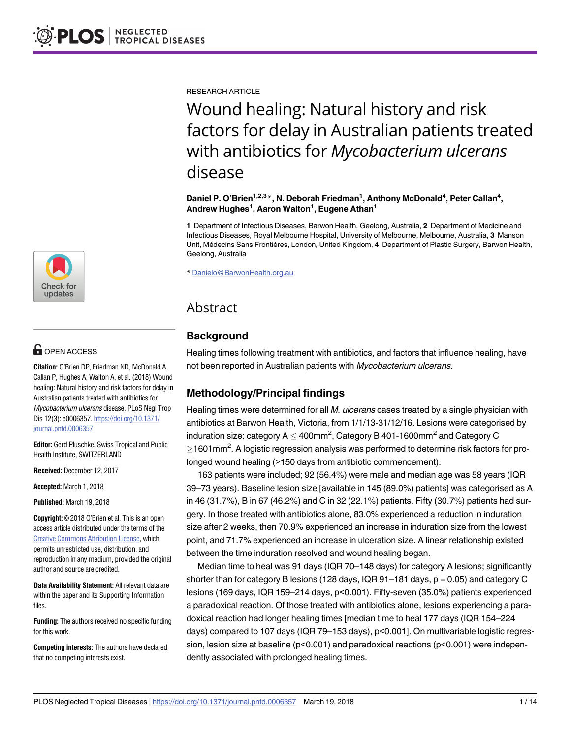RESEARCH ARTICLE

# Wound healing: Natural history and risk factors for delay in Australian patients treated with antibiotics for *Mycobacterium ulcerans* disease

**Daniel P. O'Brien[1,2,3]*, N. Deborah Friedman[1], Anthony McDonald[4], Peter Callan[4], Andrew Hughes[1], Aaron Walton[1], Eugene Athan[1]**

**1** Department of Infectious Diseases, Barwon Health, Geelong, Australia, **2** Department of Medicine and Infectious Diseases, Royal Melbourne Hospital, University of Melbourne, Melbourne, Australia, **3** Manson Unit, Médecins Sans Frontières, London, United Kingdom, **4** Department of Plastic Surgery, Barwon Health, Geelong, Australia

* Danielo@BarwonHealth.org.au

**OPEN ACCESS**

**Citation:** O'Brien DP, Friedman ND, McDonald A, Callan P, Hughes A, Walton A, et al. (2018) Wound healing: Natural history and risk factors for delay in Australian patients treated with antibiotics for *Mycobacterium ulcerans* disease. PLoS Negl Trop Dis 12(3): e0006357. https://doi.org/10.1371/journal.pntd.0006357

**Editor:** Gerd Pluschke, Swiss Tropical and Public Health Institute, SWITZERLAND

**Received:** December 12, 2017

**Accepted:** March 1, 2018

**Published:** March 19, 2018

**Copyright:** © 2018 O'Brien et al. This is an open access article distributed under the terms of the Creative Commons Attribution License, which permits unrestricted use, distribution, and reproduction in any medium, provided the original author and source are credited.

**Data Availability Statement:** All relevant data are within the paper and its Supporting Information files.

**Funding:** The authors received no specific funding for this work.

**Competing interests:** The authors have declared that no competing interests exist.

## Abstract

### Background

Healing times following treatment with antibiotics, and factors that influence healing, have not been reported in Australian patients with *Mycobacterium ulcerans*.

### Methodology/Principal findings

Healing times were determined for all *M. ulcerans* cases treated by a single physician with antibiotics at Barwon Health, Victoria, from 1/1/13-31/12/16. Lesions were categorised by induration size: category A $\leq$ 400mm$^2$, Category B 401-1600mm$^2$ and Category C $\geq$1601mm$^2$. A logistic regression analysis was performed to determine risk factors for prolonged wound healing (>150 days from antibiotic commencement).

163 patients were included; 92 (56.4%) were male and median age was 58 years (IQR 39–73 years). Baseline lesion size [available in 145 (89.0%) patients] was categorised as A in 46 (31.7%), B in 67 (46.2%) and C in 32 (22.1%) patients. Fifty (30.7%) patients had surgery. In those treated with antibiotics alone, 83.0% experienced a reduction in induration size after 2 weeks, then 70.9% experienced an increase in induration size from the lowest point, and 71.7% experienced an increase in ulceration size. A linear relationship existed between the time induration resolved and wound healing began.

Median time to heal was 91 days (IQR 70–148 days) for category A lesions; significantly shorter than for category B lesions (128 days, IQR 91–181 days, $p = 0.05$) and category C lesions (169 days, IQR 159–214 days, $p<0.001$). Fifty-seven (35.0%) patients experienced a paradoxical reaction. Of those treated with antibiotics alone, lesions experiencing a paradoxical reaction had longer healing times [median time to heal 177 days (IQR 154–224 days) compared to 107 days (IQR 79–153 days), $p<0.001$]. On multivariable logistic regression, lesion size at baseline ($p<0.001$) and paradoxical reactions ($p<0.001$) were independently associated with prolonged healing times.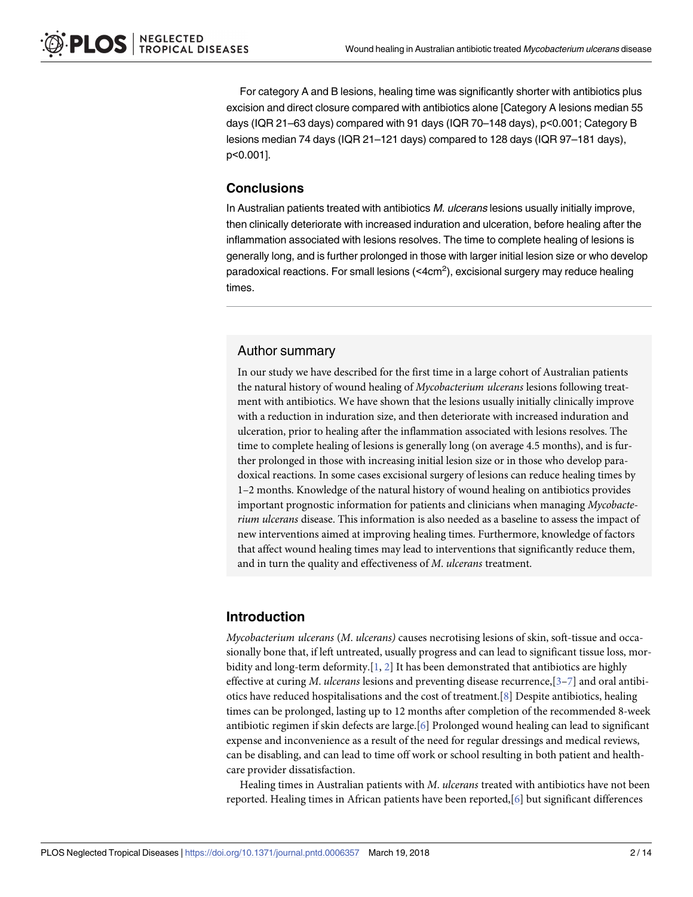For category A and B lesions, healing time was significantly shorter with antibiotics plus excision and direct closure compared with antibiotics alone [Category A lesions median 55 days (IQR 21–63 days) compared with 91 days (IQR 70–148 days), p<0.001; Category B lesions median 74 days (IQR 21–121 days) compared to 128 days (IQR 97–181 days), p<0.001].

## Conclusions

In Australian patients treated with antibiotics *M. ulcerans* lesions usually initially improve, then clinically deteriorate with increased induration and ulceration, before healing after the inflammation associated with lesions resolves. The time to complete healing of lesions is generally long, and is further prolonged in those with larger initial lesion size or who develop paradoxical reactions. For small lesions (<4cm$^2$), excisional surgery may reduce healing times.

## Author summary

In our study we have described for the first time in a large cohort of Australian patients the natural history of wound healing of *Mycobacterium ulcerans* lesions following treatment with antibiotics. We have shown that the lesions usually initially clinically improve with a reduction in induration size, and then deteriorate with increased induration and ulceration, prior to healing after the inflammation associated with lesions resolves. The time to complete healing of lesions is generally long (on average 4.5 months), and is further prolonged in those with increasing initial lesion size or in those who develop paradoxical reactions. In some cases excisional surgery of lesions can reduce healing times by 1–2 months. Knowledge of the natural history of wound healing on antibiotics provides important prognostic information for patients and clinicians when managing *Mycobacterium ulcerans* disease. This information is also needed as a baseline to assess the impact of new interventions aimed at improving healing times. Furthermore, knowledge of factors that affect wound healing times may lead to interventions that significantly reduce them, and in turn the quality and effectiveness of *M. ulcerans* treatment.

## Introduction

*Mycobacterium ulcerans* (*M. ulcerans)* causes necrotising lesions of skin, soft-tissue and occasionally bone that, if left untreated, usually progress and can lead to significant tissue loss, morbidity and long-term deformity.[1, 2] It has been demonstrated that antibiotics are highly effective at curing *M. ulcerans* lesions and preventing disease recurrence,[3–7] and oral antibiotics have reduced hospitalisations and the cost of treatment.[8] Despite antibiotics, healing times can be prolonged, lasting up to 12 months after completion of the recommended 8-week antibiotic regimen if skin defects are large.[6] Prolonged wound healing can lead to significant expense and inconvenience as a result of the need for regular dressings and medical reviews, can be disabling, and can lead to time off work or school resulting in both patient and healthcare provider dissatisfaction.

Healing times in Australian patients with *M. ulcerans* treated with antibiotics have not been reported. Healing times in African patients have been reported,[6] but significant differences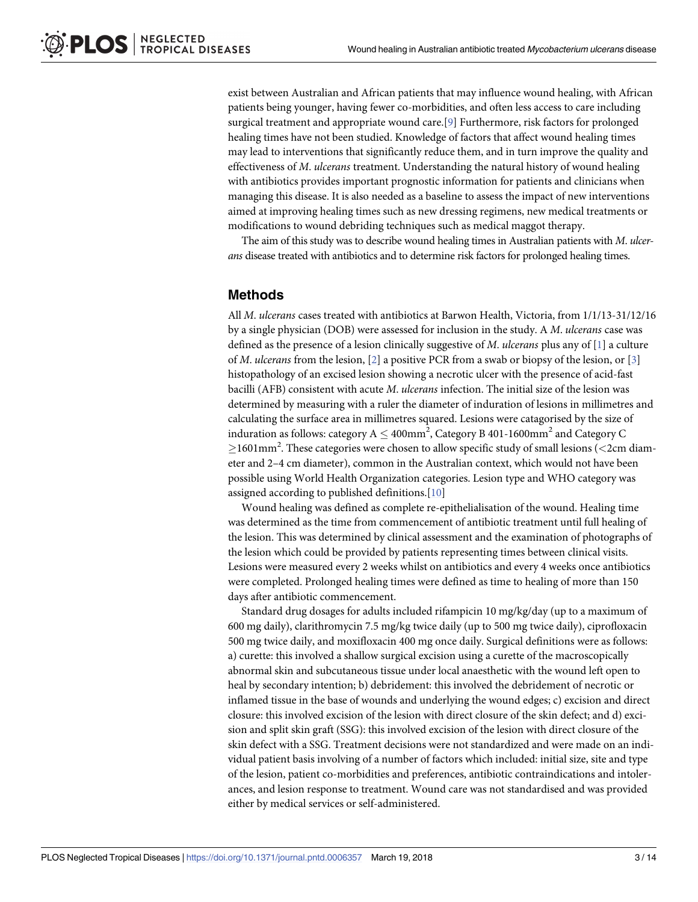exist between Australian and African patients that may influence wound healing, with African patients being younger, having fewer co-morbidities, and often less access to care including surgical treatment and appropriate wound care.[9] Furthermore, risk factors for prolonged healing times have not been studied. Knowledge of factors that affect wound healing times may lead to interventions that significantly reduce them, and in turn improve the quality and effectiveness of *M. ulcerans* treatment. Understanding the natural history of wound healing with antibiotics provides important prognostic information for patients and clinicians when managing this disease. It is also needed as a baseline to assess the impact of new interventions aimed at improving healing times such as new dressing regimens, new medical treatments or modifications to wound debriding techniques such as medical maggot therapy.

The aim of this study was to describe wound healing times in Australian patients with *M. ulcerans* disease treated with antibiotics and to determine risk factors for prolonged healing times.

## Methods

All *M. ulcerans* cases treated with antibiotics at Barwon Health, Victoria, from 1/1/13-31/12/16 by a single physician (DOB) were assessed for inclusion in the study. A *M. ulcerans* case was defined as the presence of a lesion clinically suggestive of *M. ulcerans* plus any of [1] a culture of *M. ulcerans* from the lesion, [2] a positive PCR from a swab or biopsy of the lesion, or [3] histopathology of an excised lesion showing a necrotic ulcer with the presence of acid-fast bacilli (AFB) consistent with acute *M. ulcerans* infection. The initial size of the lesion was determined by measuring with a ruler the diameter of induration of lesions in millimetres and calculating the surface area in millimetres squared. Lesions were catagorised by the size of induration as follows: category A $\leq$ 400mm$^2$, Category B 401-1600mm$^2$ and Category C $\geq$1601mm$^2$. These categories were chosen to allow specific study of small lesions (<2cm diameter and 2–4 cm diameter), common in the Australian context, which would not have been possible using World Health Organization categories. Lesion type and WHO category was assigned according to published definitions.[10]

Wound healing was defined as complete re-epithelialisation of the wound. Healing time was determined as the time from commencement of antibiotic treatment until full healing of the lesion. This was determined by clinical assessment and the examination of photographs of the lesion which could be provided by patients representing times between clinical visits. Lesions were measured every 2 weeks whilst on antibiotics and every 4 weeks once antibiotics were completed. Prolonged healing times were defined as time to healing of more than 150 days after antibiotic commencement.

Standard drug dosages for adults included rifampicin 10 mg/kg/day (up to a maximum of 600 mg daily), clarithromycin 7.5 mg/kg twice daily (up to 500 mg twice daily), ciprofloxacin 500 mg twice daily, and moxifloxacin 400 mg once daily. Surgical definitions were as follows: a) curette: this involved a shallow surgical excision using a curette of the macroscopically abnormal skin and subcutaneous tissue under local anaesthetic with the wound left open to heal by secondary intention; b) debridement: this involved the debridement of necrotic or inflamed tissue in the base of wounds and underlying the wound edges; c) excision and direct closure: this involved excision of the lesion with direct closure of the skin defect; and d) excision and split skin graft (SSG): this involved excision of the lesion with direct closure of the skin defect with a SSG. Treatment decisions were not standardized and were made on an individual patient basis involving of a number of factors which included: initial size, site and type of the lesion, patient co-morbidities and preferences, antibiotic contraindications and intolerances, and lesion response to treatment. Wound care was not standardised and was provided either by medical services or self-administered.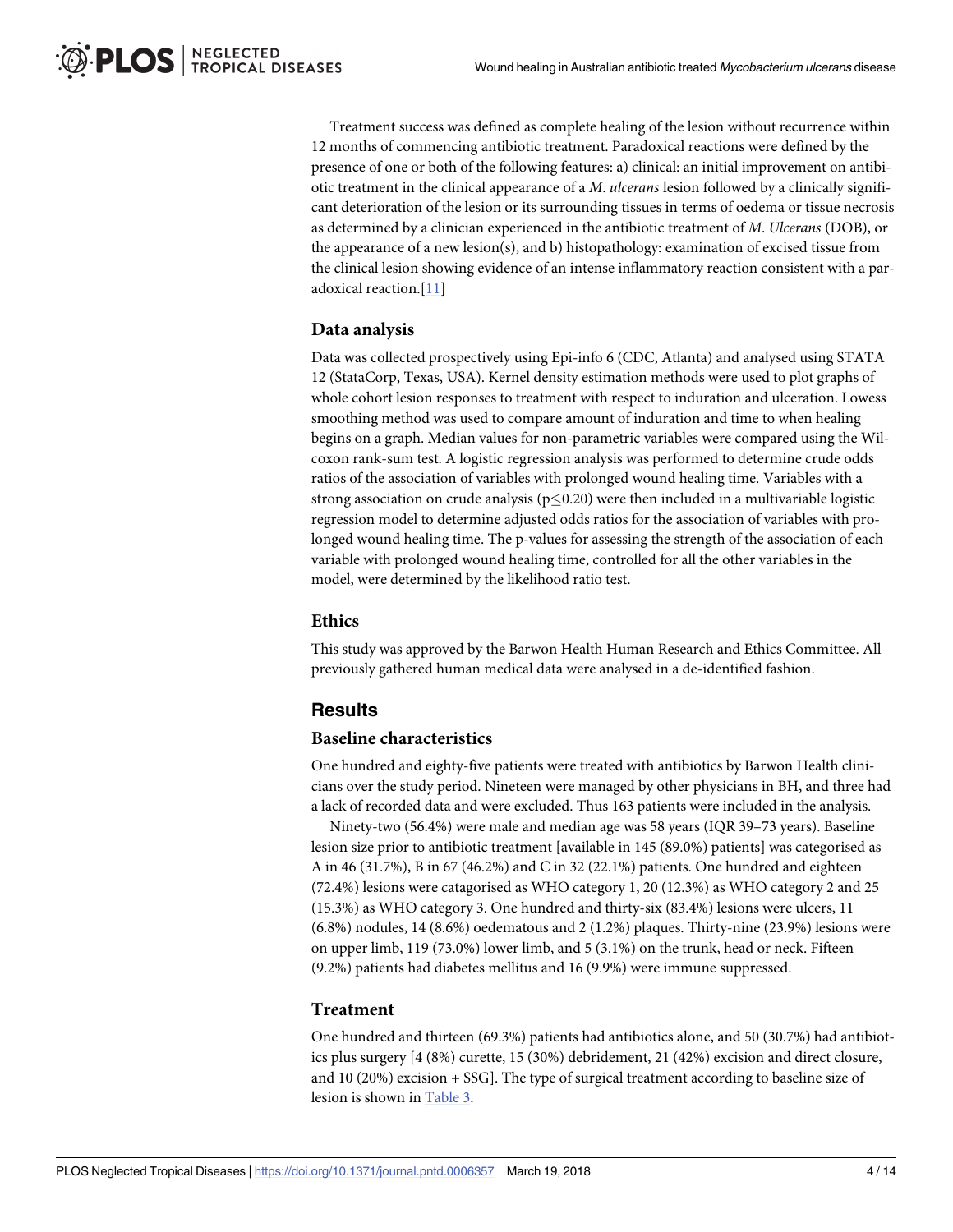Treatment success was defined as complete healing of the lesion without recurrence within 12 months of commencing antibiotic treatment. Paradoxical reactions were defined by the presence of one or both of the following features: a) clinical: an initial improvement on antibiotic treatment in the clinical appearance of a *M*. *ulcerans* lesion followed by a clinically significant deterioration of the lesion or its surrounding tissues in terms of oedema or tissue necrosis as determined by a clinician experienced in the antibiotic treatment of *M*. *Ulcerans* (DOB), or the appearance of a new lesion(s), and b) histopathology: examination of excised tissue from the clinical lesion showing evidence of an intense inflammatory reaction consistent with a paradoxical reaction.[11]

### Data analysis

Data was collected prospectively using Epi-info 6 (CDC, Atlanta) and analysed using STATA 12 (StataCorp, Texas, USA). Kernel density estimation methods were used to plot graphs of whole cohort lesion responses to treatment with respect to induration and ulceration. Lowess smoothing method was used to compare amount of induration and time to when healing begins on a graph. Median values for non-parametric variables were compared using the Wilcoxon rank-sum test. A logistic regression analysis was performed to determine crude odds ratios of the association of variables with prolonged wound healing time. Variables with a strong association on crude analysis ($p \leq 0.20$) were then included in a multivariable logistic regression model to determine adjusted odds ratios for the association of variables with prolonged wound healing time. The p-values for assessing the strength of the association of each variable with prolonged wound healing time, controlled for all the other variables in the model, were determined by the likelihood ratio test.

### Ethics

This study was approved by the Barwon Health Human Research and Ethics Committee. All previously gathered human medical data were analysed in a de-identified fashion.

## Results

### Baseline characteristics

One hundred and eighty-five patients were treated with antibiotics by Barwon Health clinicians over the study period. Nineteen were managed by other physicians in BH, and three had a lack of recorded data and were excluded. Thus 163 patients were included in the analysis.

Ninety-two (56.4%) were male and median age was 58 years (IQR 39–73 years). Baseline lesion size prior to antibiotic treatment [available in 145 (89.0%) patients] was categorised as A in 46 (31.7%), B in 67 (46.2%) and C in 32 (22.1%) patients. One hundred and eighteen (72.4%) lesions were catagorised as WHO category 1, 20 (12.3%) as WHO category 2 and 25 (15.3%) as WHO category 3. One hundred and thirty-six (83.4%) lesions were ulcers, 11 (6.8%) nodules, 14 (8.6%) oedematous and 2 (1.2%) plaques. Thirty-nine (23.9%) lesions were on upper limb, 119 (73.0%) lower limb, and 5 (3.1%) on the trunk, head or neck. Fifteen (9.2%) patients had diabetes mellitus and 16 (9.9%) were immune suppressed.

### Treatment

One hundred and thirteen (69.3%) patients had antibiotics alone, and 50 (30.7%) had antibiotics plus surgery [4 (8%) curette, 15 (30%) debridement, 21 (42%) excision and direct closure, and 10 (20%) excision + SSG]. The type of surgical treatment according to baseline size of lesion is shown in Table 3.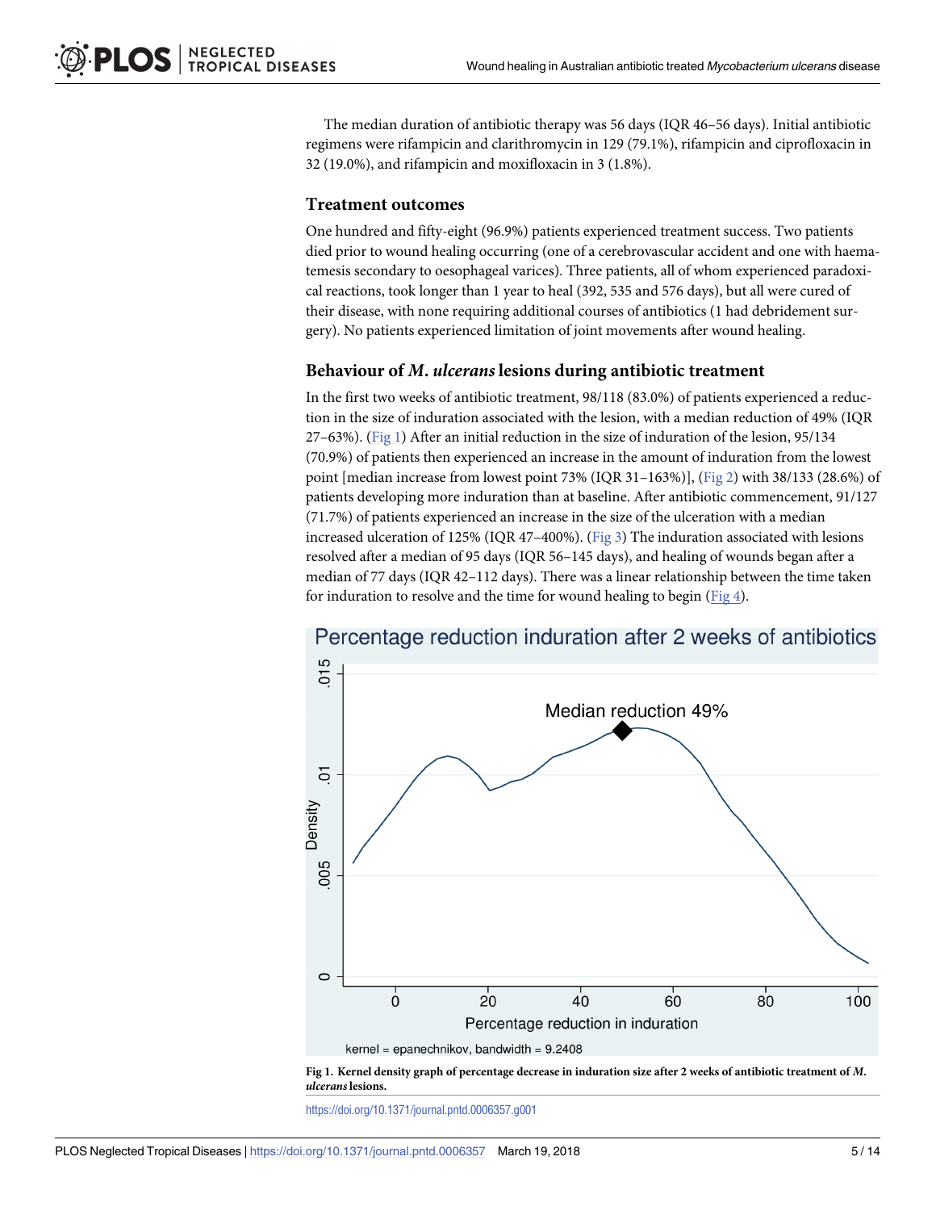The median duration of antibiotic therapy was 56 days (IQR 46–56 days). Initial antibiotic regimens were rifampicin and clarithromycin in 129 (79.1%), rifampicin and ciprofloxacin in 32 (19.0%), and rifampicin and moxifloxacin in 3 (1.8%).

### Treatment outcomes

One hundred and fifty-eight (96.9%) patients experienced treatment success. Two patients died prior to wound healing occurring (one of a cerebrovascular accident and one with haematemesis secondary to oesophageal varices). Three patients, all of whom experienced paradoxical reactions, took longer than 1 year to heal (392, 535 and 576 days), but all were cured of their disease, with none requiring additional courses of antibiotics (1 had debridement surgery). No patients experienced limitation of joint movements after wound healing.

### Behaviour of *M. ulcerans* lesions during antibiotic treatment

In the first two weeks of antibiotic treatment, 98/118 (83.0%) of patients experienced a reduction in the size of induration associated with the lesion, with a median reduction of 49% (IQR 27–63%). (Fig 1) After an initial reduction in the size of induration of the lesion, 95/134 (70.9%) of patients then experienced an increase in the amount of induration from the lowest point [median increase from lowest point 73% (IQR 31–163%)], (Fig 2) with 38/133 (28.6%) of patients developing more induration than at baseline. After antibiotic commencement, 91/127 (71.7%) of patients experienced an increase in the size of the ulceration with a median increased ulceration of 125% (IQR 47–400%). (Fig 3) The induration associated with lesions resolved after a median of 95 days (IQR 56–145 days), and healing of wounds began after a median of 77 days (IQR 42–112 days). There was a linear relationship between the time taken for induration to resolve and the time for wound healing to begin (Fig 4).

**Fig 1. Kernel density graph of percentage decrease in induration size after 2 weeks of antibiotic treatment of *M. ulcerans* lesions.**

https://doi.org/10.1371/journal.pntd.0006357.g001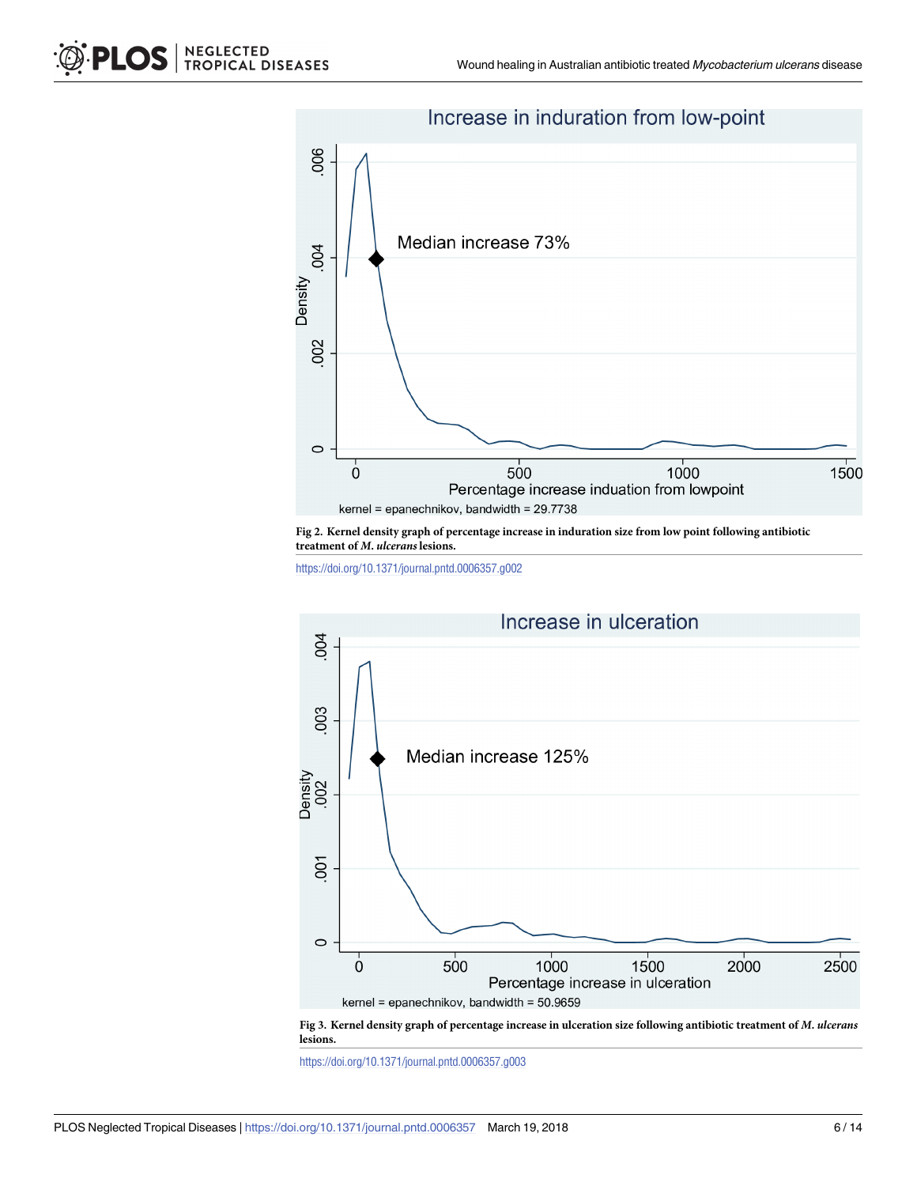**Fig 2. Kernel density graph of percentage increase in induration size from low point following antibiotic treatment of *M. ulcerans* lesions.**

https://doi.org/10.1371/journal.pntd.0006357.g002

**Fig 3. Kernel density graph of percentage increase in ulceration size following antibiotic treatment of *M. ulcerans* lesions.**

https://doi.org/10.1371/journal.pntd.0006357.g003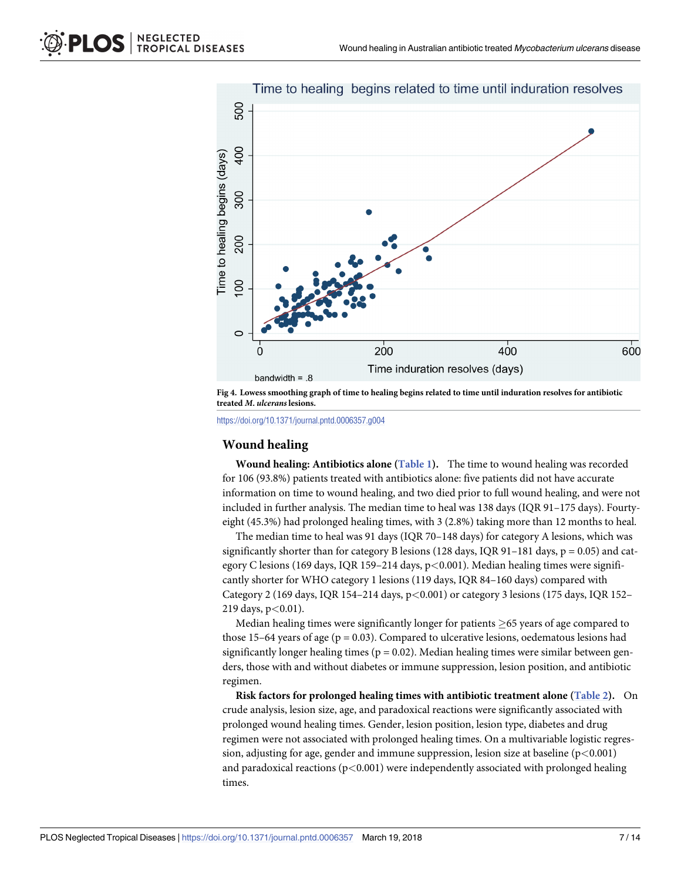Fig 4. Lowess smoothing graph of time to healing begins related to time until induration resolves for antibiotic treated *M. ulcerans* lesions.

https://doi.org/10.1371/journal.pntd.0006357.g004

## Wound healing

**Wound healing: Antibiotics alone (Table 1).** The time to wound healing was recorded for 106 (93.8%) patients treated with antibiotics alone: five patients did not have accurate information on time to wound healing, and two died prior to full wound healing, and were not included in further analysis. The median time to heal was 138 days (IQR 91–175 days). Fourty-eight (45.3%) had prolonged healing times, with 3 (2.8%) taking more than 12 months to heal.

The median time to heal was 91 days (IQR 70–148 days) for category A lesions, which was significantly shorter than for category B lesions (128 days, IQR 91–181 days, $p = 0.05$) and category C lesions (169 days, IQR 159–214 days, $p<0.001$). Median healing times were significantly shorter for WHO category 1 lesions (119 days, IQR 84–160 days) compared with Category 2 (169 days, IQR 154–214 days, $p<0.001$) or category 3 lesions (175 days, IQR 152–219 days, $p<0.01$).

Median healing times were significantly longer for patients ≥65 years of age compared to those 15–64 years of age ($p = 0.03$). Compared to ulcerative lesions, oedematous lesions had significantly longer healing times ($p = 0.02$). Median healing times were similar between genders, those with and without diabetes or immune suppression, lesion position, and antibiotic regimen.

**Risk factors for prolonged healing times with antibiotic treatment alone (Table 2).** On crude analysis, lesion size, age, and paradoxical reactions were significantly associated with prolonged wound healing times. Gender, lesion position, lesion type, diabetes and drug regimen were not associated with prolonged healing times. On a multivariable logistic regression, adjusting for age, gender and immune suppression, lesion size at baseline ($p<0.001$) and paradoxical reactions ($p<0.001$) were independently associated with prolonged healing times.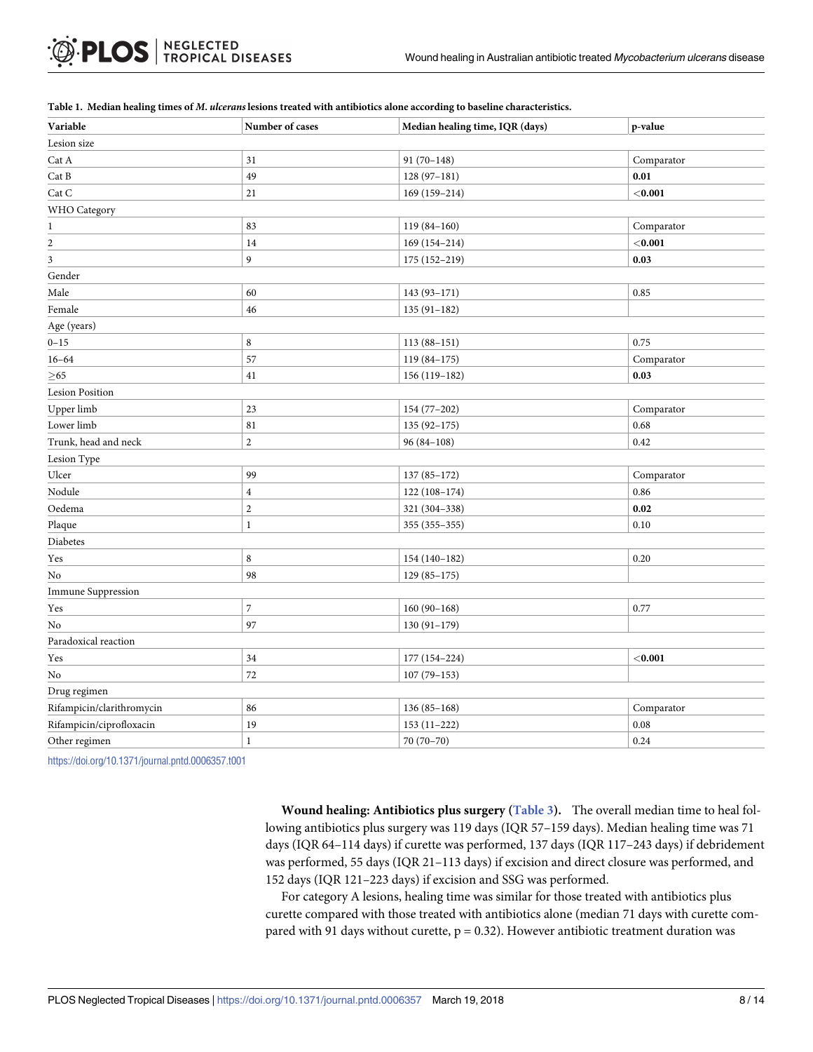**Table 1. Median healing times of *M. ulcerans* lesions treated with antibiotics alone according to baseline characteristics.**

| Variable | Number of cases | Median healing time, IQR (days) | p-value |
|---|---|---|---|
| Lesion size | | | |
| Cat A | 31 | 91 (70–148) | Comparator |
| Cat B | 49 | 128 (97–181) | **0.01** |
| Cat C | 21 | 169 (159–214) | **<0.001** |
| WHO Category | | | |
| 1 | 83 | 119 (84–160) | Comparator |
| 2 | 14 | 169 (154–214) | **<0.001** |
| 3 | 9 | 175 (152–219) | **0.03** |
| Gender | | | |
| Male | 60 | 143 (93–171) | 0.85 |
| Female | 46 | 135 (91–182) | |
| Age (years) | | | |
| 0–15 | 8 | 113 (88–151) | 0.75 |
| 16–64 | 57 | 119 (84–175) | Comparator |
| ≥65 | 41 | 156 (119–182) | **0.03** |
| Lesion Position | | | |
| Upper limb | 23 | 154 (77–202) | Comparator |
| Lower limb | 81 | 135 (92–175) | 0.68 |
| Trunk, head and neck | 2 | 96 (84–108) | 0.42 |
| Lesion Type | | | |
| Ulcer | 99 | 137 (85–172) | Comparator |
| Nodule | 4 | 122 (108–174) | 0.86 |
| Oedema | 2 | 321 (304–338) | **0.02** |
| Plaque | 1 | 355 (355–355) | 0.10 |
| Diabetes | | | |
| Yes | 8 | 154 (140–182) | 0.20 |
| No | 98 | 129 (85–175) | |
| Immune Suppression | | | |
| Yes | 7 | 160 (90–168) | 0.77 |
| No | 97 | 130 (91–179) | |
| Paradoxical reaction | | | |
| Yes | 34 | 177 (154–224) | **<0.001** |
| No | 72 | 107 (79–153) | |
| Drug regimen | | | |
| Rifampicin/clarithromycin | 86 | 136 (85–168) | Comparator |
| Rifampicin/ciprofloxacin | 19 | 153 (11–222) | 0.08 |
| Other regimen | 1 | 70 (70–70) | 0.24 |

https://doi.org/10.1371/journal.pntd.0006357.t001

**Wound healing: Antibiotics plus surgery (Table 3).** The overall median time to heal following antibiotics plus surgery was 119 days (IQR 57–159 days). Median healing time was 71 days (IQR 64–114 days) if curette was performed, 137 days (IQR 117–243 days) if debridement was performed, 55 days (IQR 21–113 days) if excision and direct closure was performed, and 152 days (IQR 121–223 days) if excision and SSG was performed.

For category A lesions, healing time was similar for those treated with antibiotics plus curette compared with those treated with antibiotics alone (median 71 days with curette compared with 91 days without curette, p = 0.32). However antibiotic treatment duration was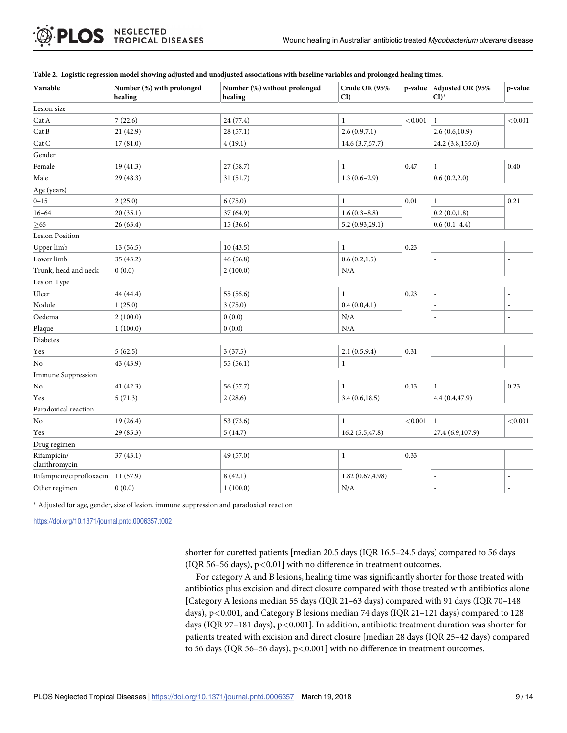**Table 2. Logistic regression model showing adjusted and unadjusted associations with baseline variables and prolonged healing times.**

| Variable | Number (%) with prolonged healing | Number (%) without prolonged healing | Crude OR (95% CI) | p-value | Adjusted OR (95% CI)* | p-value |
|---|---|---|---|---|---|---|
| Lesion size | | | | | | |
| Cat A | 7 (22.6) | 24 (77.4) | 1 | <0.001 | 1 | <0.001 |
| Cat B | 21 (42.9) | 28 (57.1) | 2.6 (0.9,7.1) | | 2.6 (0.6,10.9) | |
| Cat C | 17 (81.0) | 4 (19.1) | 14.6 (3.7,57.7) | | 24.2 (3.8,155.0) | |
| Gender | | | | | | |
| Female | 19 (41.3) | 27 (58.7) | 1 | 0.47 | 1 | 0.40 |
| Male | 29 (48.3) | 31 (51.7) | 1.3 (0.6–2.9) | | 0.6 (0.2,2.0) | |
| Age (years) | | | | | | |
| 0–15 | 2 (25.0) | 6 (75.0) | 1 | 0.01 | 1 | 0.21 |
| 16–64 | 20 (35.1) | 37 (64.9) | 1.6 (0.3–8.8) | | 0.2 (0.0,1.8) | |
| ≥65 | 26 (63.4) | 15 (36.6) | 5.2 (0.93,29.1) | | 0.6 (0.1–4.4) | |
| Lesion Position | | | | | | |
| Upper limb | 13 (56.5) | 10 (43.5) | 1 | 0.23 | - | - |
| Lower limb | 35 (43.2) | 46 (56.8) | 0.6 (0.2,1.5) | | - | - |
| Trunk, head and neck | 0 (0.0) | 2 (100.0) | N/A | | - | - |
| Lesion Type | | | | | | |
| Ulcer | 44 (44.4) | 55 (55.6) | 1 | 0.23 | - | - |
| Nodule | 1 (25.0) | 3 (75.0) | 0.4 (0.0,4.1) | | - | - |
| Oedema | 2 (100.0) | 0 (0.0) | N/A | | - | - |
| Plaque | 1 (100.0) | 0 (0.0) | N/A | | - | - |
| Diabetes | | | | | | |
| Yes | 5 (62.5) | 3 (37.5) | 2.1 (0.5,9.4) | 0.31 | - | - |
| No | 43 (43.9) | 55 (56.1) | 1 | | - | - |
| Immune Suppression | | | | | | |
| No | 41 (42.3) | 56 (57.7) | 1 | 0.13 | 1 | 0.23 |
| Yes | 5 (71.3) | 2 (28.6) | 3.4 (0.6,18.5) | | 4.4 (0.4,47.9) | |
| Paradoxical reaction | | | | | | |
| No | 19 (26.4) | 53 (73.6) | 1 | <0.001 | 1 | <0.001 |
| Yes | 29 (85.3) | 5 (14.7) | 16.2 (5.5,47.8) | | 27.4 (6.9,107.9) | |
| Drug regimen | | | | | | |
| Rifampicin/ clarithromycin | 37 (43.1) | 49 (57.0) | 1 | 0.33 | - | - |
| Rifampicin/ciprofloxacin | 11 (57.9) | 8 (42.1) | 1.82 (0.67,4.98) | | - | - |
| Other regimen | 0 (0.0) | 1 (100.0) | N/A | | - | - |

* Adjusted for age, gender, size of lesion, immune suppression and paradoxical reaction

https://doi.org/10.1371/journal.pntd.0006357.t002

shorter for curetted patients [median 20.5 days (IQR 16.5–24.5 days) compared to 56 days (IQR 56–56 days), $p<0.01$] with no difference in treatment outcomes.

For category A and B lesions, healing time was significantly shorter for those treated with antibiotics plus excision and direct closure compared with those treated with antibiotics alone [Category A lesions median 55 days (IQR 21–63 days) compared with 91 days (IQR 70–148 days), $p<0.001$, and Category B lesions median 74 days (IQR 21–121 days) compared to 128 days (IQR 97–181 days), $p<0.001$]. In addition, antibiotic treatment duration was shorter for patients treated with excision and direct closure [median 28 days (IQR 25–42 days) compared to 56 days (IQR 56–56 days), $p<0.001$] with no difference in treatment outcomes.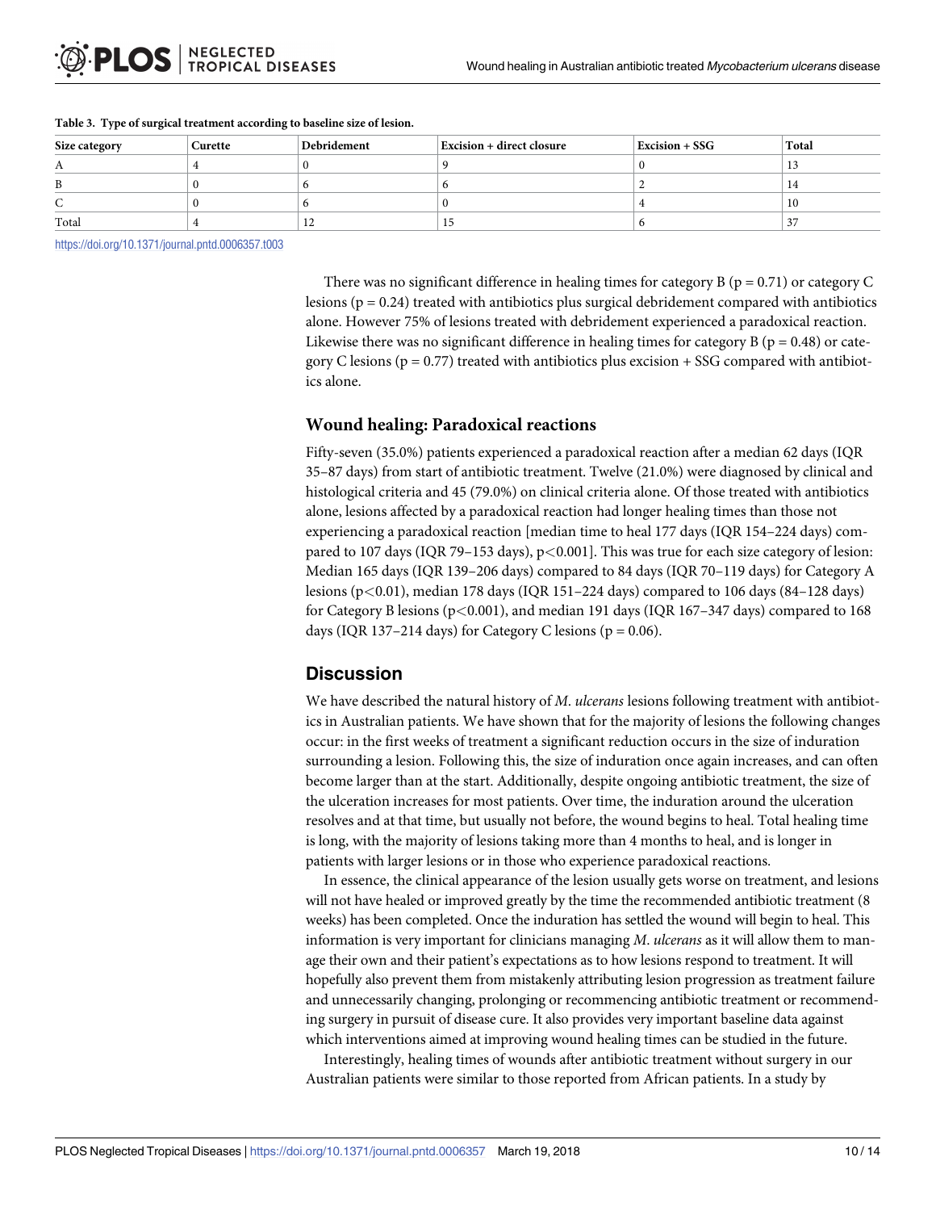**Table 3. Type of surgical treatment according to baseline size of lesion.**

| Size category | Curette | Debridement | Excision + direct closure | Excision + SSG | Total |
|---|---|---|---|---|---|
| A | 4 | 0 | 9 | 0 | 13 |
| B | 0 | 6 | 6 | 2 | 14 |
| C | 0 | 6 | 0 | 4 | 10 |
| Total | 4 | 12 | 15 | 6 | 37 |

https://doi.org/10.1371/journal.pntd.0006357.t003

There was no significant difference in healing times for category B ($p = 0.71$) or category C lesions ($p = 0.24$) treated with antibiotics plus surgical debridement compared with antibiotics alone. However 75% of lesions treated with debridement experienced a paradoxical reaction. Likewise there was no significant difference in healing times for category B ($p = 0.48$) or category C lesions ($p = 0.77$) treated with antibiotics plus excision + SSG compared with antibiotics alone.

### Wound healing: Paradoxical reactions

Fifty-seven (35.0%) patients experienced a paradoxical reaction after a median 62 days (IQR 35–87 days) from start of antibiotic treatment. Twelve (21.0%) were diagnosed by clinical and histological criteria and 45 (79.0%) on clinical criteria alone. Of those treated with antibiotics alone, lesions affected by a paradoxical reaction had longer healing times than those not experiencing a paradoxical reaction [median time to heal 177 days (IQR 154–224 days) compared to 107 days (IQR 79–153 days), $p<0.001$]. This was true for each size category of lesion: Median 165 days (IQR 139–206 days) compared to 84 days (IQR 70–119 days) for Category A lesions ($p<0.01$), median 178 days (IQR 151–224 days) compared to 106 days (84–128 days) for Category B lesions ($p<0.001$), and median 191 days (IQR 167–347 days) compared to 168 days (IQR 137–214 days) for Category C lesions ($p = 0.06$).

## Discussion

We have described the natural history of *M. ulcerans* lesions following treatment with antibiotics in Australian patients. We have shown that for the majority of lesions the following changes occur: in the first weeks of treatment a significant reduction occurs in the size of induration surrounding a lesion. Following this, the size of induration once again increases, and can often become larger than at the start. Additionally, despite ongoing antibiotic treatment, the size of the ulceration increases for most patients. Over time, the induration around the ulceration resolves and at that time, but usually not before, the wound begins to heal. Total healing time is long, with the majority of lesions taking more than 4 months to heal, and is longer in patients with larger lesions or in those who experience paradoxical reactions.

In essence, the clinical appearance of the lesion usually gets worse on treatment, and lesions will not have healed or improved greatly by the time the recommended antibiotic treatment (8 weeks) has been completed. Once the induration has settled the wound will begin to heal. This information is very important for clinicians managing *M. ulcerans* as it will allow them to manage their own and their patient's expectations as to how lesions respond to treatment. It will hopefully also prevent them from mistakenly attributing lesion progression as treatment failure and unnecessarily changing, prolonging or recommencing antibiotic treatment or recommending surgery in pursuit of disease cure. It also provides very important baseline data against which interventions aimed at improving wound healing times can be studied in the future.

Interestingly, healing times of wounds after antibiotic treatment without surgery in our Australian patients were similar to those reported from African patients. In a study by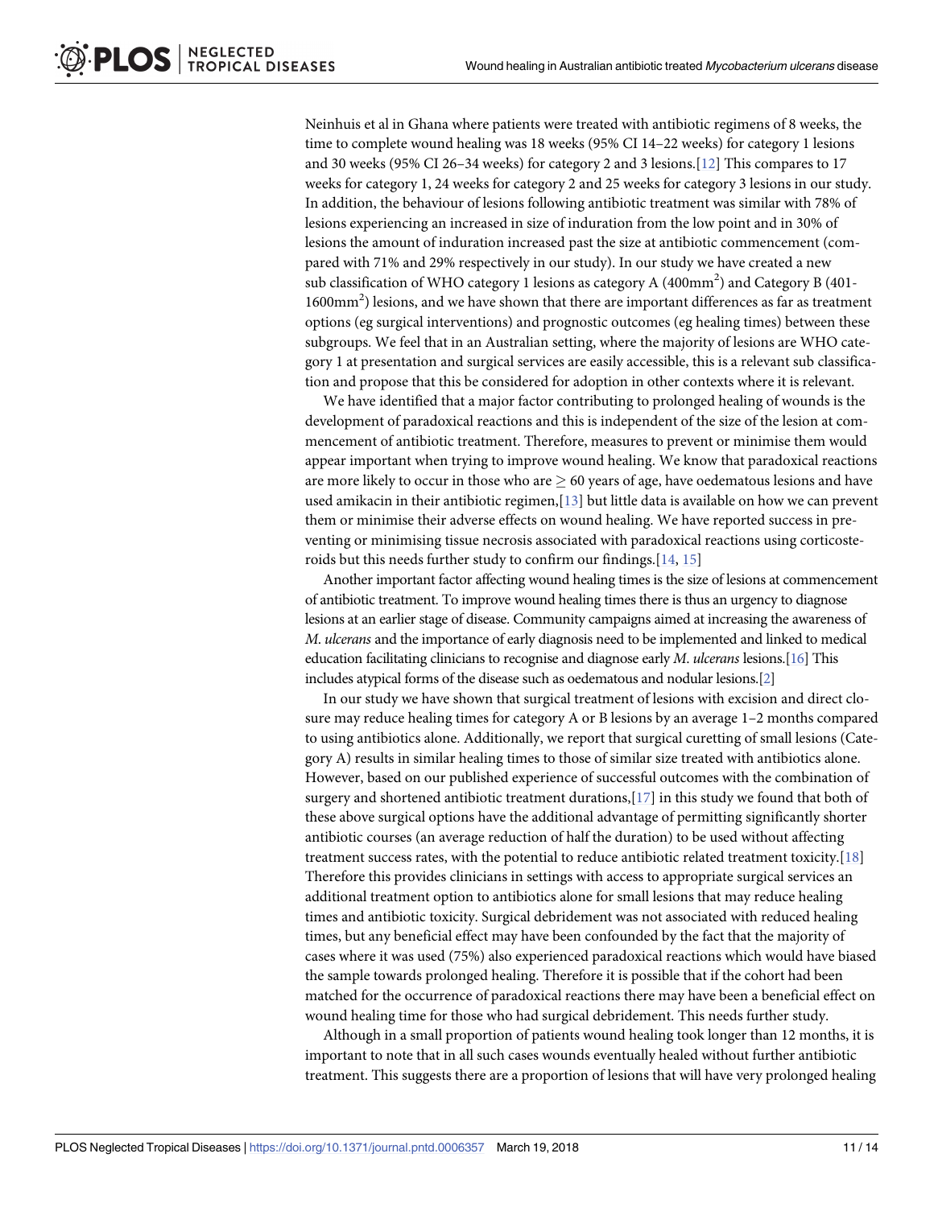Neinhuis et al in Ghana where patients were treated with antibiotic regimens of 8 weeks, the time to complete wound healing was 18 weeks (95% CI 14–22 weeks) for category 1 lesions and 30 weeks (95% CI 26–34 weeks) for category 2 and 3 lesions.[12] This compares to 17 weeks for category 1, 24 weeks for category 2 and 25 weeks for category 3 lesions in our study. In addition, the behaviour of lesions following antibiotic treatment was similar with 78% of lesions experiencing an increased in size of induration from the low point and in 30% of lesions the amount of induration increased past the size at antibiotic commencement (compared with 71% and 29% respectively in our study). In our study we have created a new sub classification of WHO category 1 lesions as category A (400mm$^2$) and Category B (401-1600mm$^2$) lesions, and we have shown that there are important differences as far as treatment options (eg surgical interventions) and prognostic outcomes (eg healing times) between these subgroups. We feel that in an Australian setting, where the majority of lesions are WHO category 1 at presentation and surgical services are easily accessible, this is a relevant sub classification and propose that this be considered for adoption in other contexts where it is relevant.

We have identified that a major factor contributing to prolonged healing of wounds is the development of paradoxical reactions and this is independent of the size of the lesion at commencement of antibiotic treatment. Therefore, measures to prevent or minimise them would appear important when trying to improve wound healing. We know that paradoxical reactions are more likely to occur in those who are $\geq$ 60 years of age, have oedematous lesions and have used amikacin in their antibiotic regimen,[13] but little data is available on how we can prevent them or minimise their adverse effects on wound healing. We have reported success in preventing or minimising tissue necrosis associated with paradoxical reactions using corticosteroids but this needs further study to confirm our findings.[14, 15]

Another important factor affecting wound healing times is the size of lesions at commencement of antibiotic treatment. To improve wound healing times there is thus an urgency to diagnose lesions at an earlier stage of disease. Community campaigns aimed at increasing the awareness of *M. ulcerans* and the importance of early diagnosis need to be implemented and linked to medical education facilitating clinicians to recognise and diagnose early *M. ulcerans* lesions.[16] This includes atypical forms of the disease such as oedematous and nodular lesions.[2]

In our study we have shown that surgical treatment of lesions with excision and direct closure may reduce healing times for category A or B lesions by an average 1–2 months compared to using antibiotics alone. Additionally, we report that surgical curetting of small lesions (Category A) results in similar healing times to those of similar size treated with antibiotics alone. However, based on our published experience of successful outcomes with the combination of surgery and shortened antibiotic treatment durations,[17] in this study we found that both of these above surgical options have the additional advantage of permitting significantly shorter antibiotic courses (an average reduction of half the duration) to be used without affecting treatment success rates, with the potential to reduce antibiotic related treatment toxicity.[18] Therefore this provides clinicians in settings with access to appropriate surgical services an additional treatment option to antibiotics alone for small lesions that may reduce healing times and antibiotic toxicity. Surgical debridement was not associated with reduced healing times, but any beneficial effect may have been confounded by the fact that the majority of cases where it was used (75%) also experienced paradoxical reactions which would have biased the sample towards prolonged healing. Therefore it is possible that if the cohort had been matched for the occurrence of paradoxical reactions there may have been a beneficial effect on wound healing time for those who had surgical debridement. This needs further study.

Although in a small proportion of patients wound healing took longer than 12 months, it is important to note that in all such cases wounds eventually healed without further antibiotic treatment. This suggests there are a proportion of lesions that will have very prolonged healing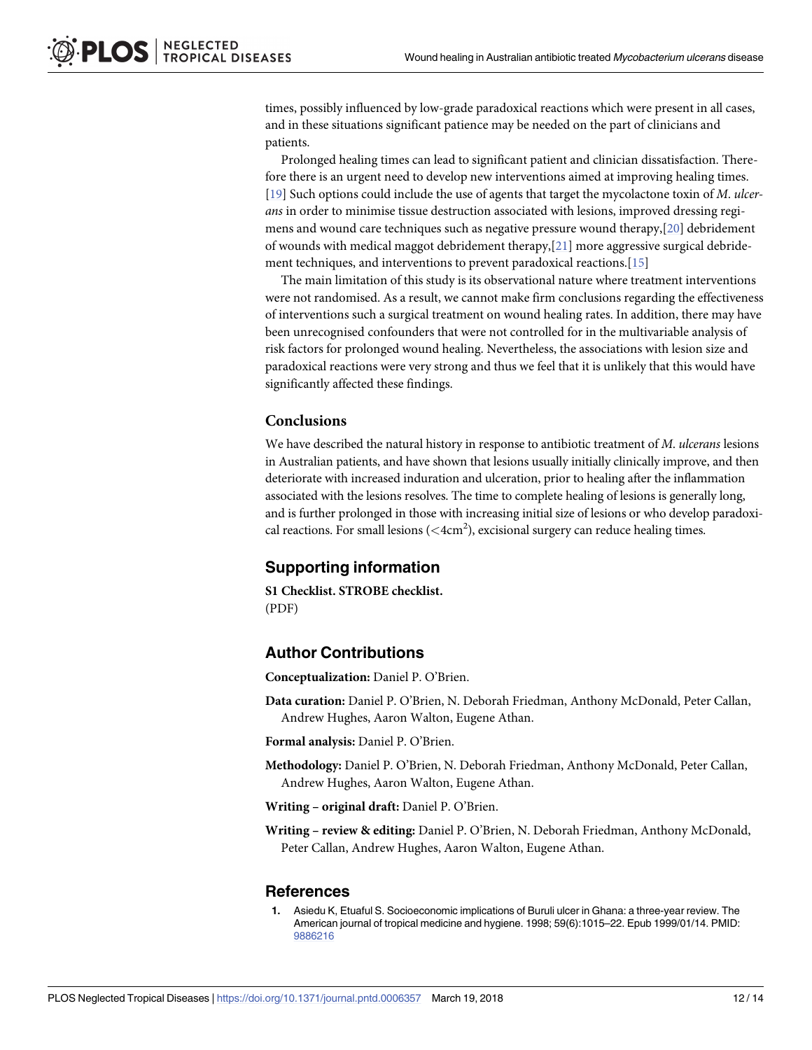times, possibly influenced by low-grade paradoxical reactions which were present in all cases, and in these situations significant patience may be needed on the part of clinicians and patients.

Prolonged healing times can lead to significant patient and clinician dissatisfaction. Therefore there is an urgent need to develop new interventions aimed at improving healing times.[19] Such options could include the use of agents that target the mycolactone toxin of *M. ulcerans* in order to minimise tissue destruction associated with lesions, improved dressing regimens and wound care techniques such as negative pressure wound therapy,[20] debridement of wounds with medical maggot debridement therapy,[21] more aggressive surgical debridement techniques, and interventions to prevent paradoxical reactions.[15]

The main limitation of this study is its observational nature where treatment interventions were not randomised. As a result, we cannot make firm conclusions regarding the effectiveness of interventions such a surgical treatment on wound healing rates. In addition, there may have been unrecognised confounders that were not controlled for in the multivariable analysis of risk factors for prolonged wound healing. Nevertheless, the associations with lesion size and paradoxical reactions were very strong and thus we feel that it is unlikely that this would have significantly affected these findings.

## Conclusions

We have described the natural history in response to antibiotic treatment of *M. ulcerans* lesions in Australian patients, and have shown that lesions usually initially clinically improve, and then deteriorate with increased induration and ulceration, prior to healing after the inflammation associated with the lesions resolves. The time to complete healing of lesions is generally long, and is further prolonged in those with increasing initial size of lesions or who develop paradoxical reactions. For small lesions ($<4cm^2$), excisional surgery can reduce healing times.

## Supporting information

**S1 Checklist. STROBE checklist.**
(PDF)

## Author Contributions

**Conceptualization:** Daniel P. O'Brien.

**Data curation:** Daniel P. O'Brien, N. Deborah Friedman, Anthony McDonald, Peter Callan, Andrew Hughes, Aaron Walton, Eugene Athan.

**Formal analysis:** Daniel P. O'Brien.

**Methodology:** Daniel P. O'Brien, N. Deborah Friedman, Anthony McDonald, Peter Callan, Andrew Hughes, Aaron Walton, Eugene Athan.

**Writing – original draft:** Daniel P. O'Brien.

**Writing – review & editing:** Daniel P. O'Brien, N. Deborah Friedman, Anthony McDonald, Peter Callan, Andrew Hughes, Aaron Walton, Eugene Athan.

## References

1. Asiedu K, Etuaful S. Socioeconomic implications of Buruli ulcer in Ghana: a three-year review. The American journal of tropical medicine and hygiene. 1998; 59(6):1015–22. Epub 1999/01/14. PMID: 9886216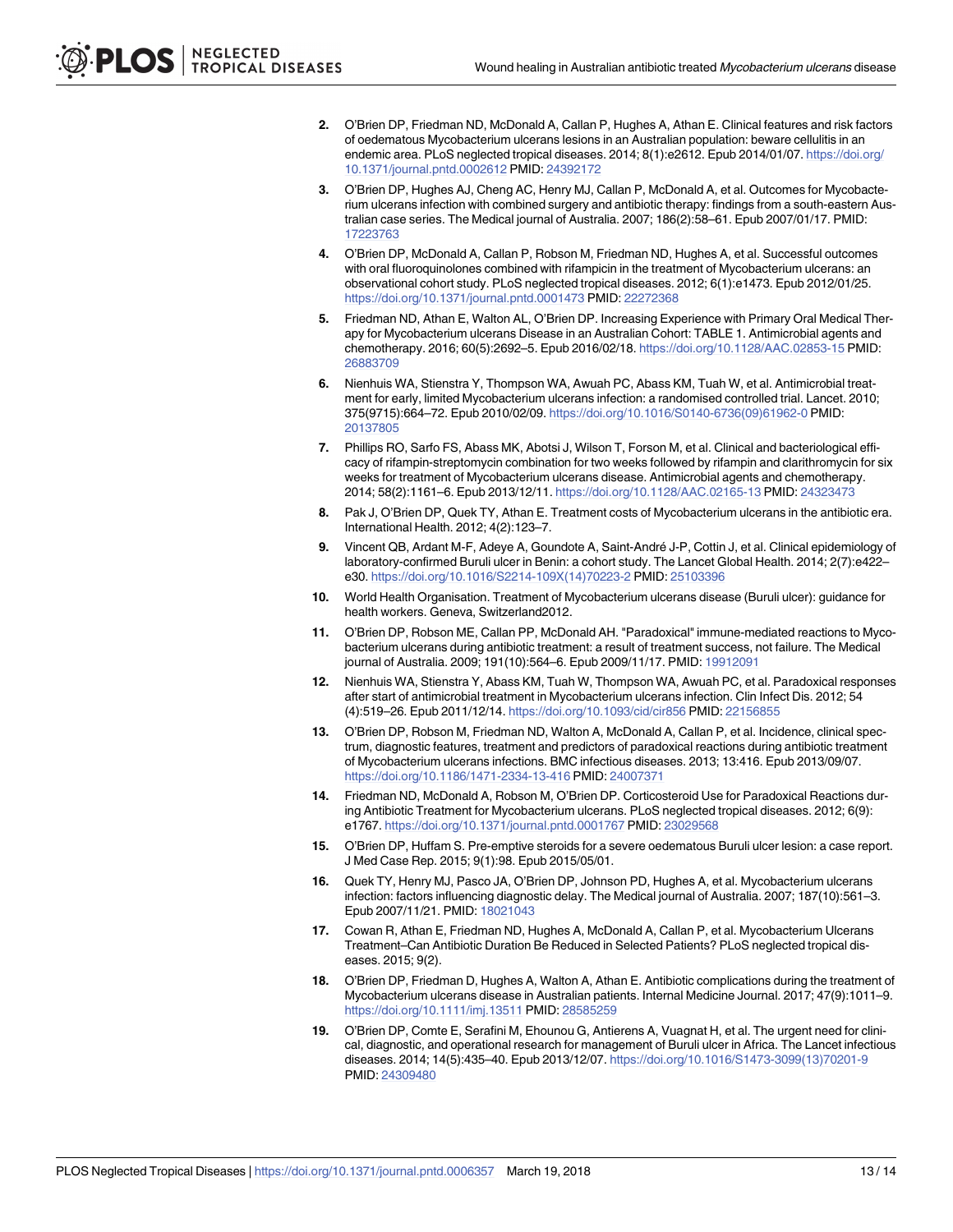2. O'Brien DP, Friedman ND, McDonald A, Callan P, Hughes A, Athan E. Clinical features and risk factors of oedematous Mycobacterium ulcerans lesions in an Australian population: beware cellulitis in an endemic area. PLoS neglected tropical diseases. 2014; 8(1):e2612. Epub 2014/01/07. https://doi.org/10.1371/journal.pntd.0002612 PMID: 24392172

3. O'Brien DP, Hughes AJ, Cheng AC, Henry MJ, Callan P, McDonald A, et al. Outcomes for Mycobacterium ulcerans infection with combined surgery and antibiotic therapy: findings from a south-eastern Australian case series. The Medical journal of Australia. 2007; 186(2):58–61. Epub 2007/01/17. PMID: 17223763

4. O'Brien DP, McDonald A, Callan P, Robson M, Friedman ND, Hughes A, et al. Successful outcomes with oral fluoroquinolones combined with rifampicin in the treatment of Mycobacterium ulcerans: an observational cohort study. PLoS neglected tropical diseases. 2012; 6(1):e1473. Epub 2012/01/25. https://doi.org/10.1371/journal.pntd.0001473 PMID: 22272368

5. Friedman ND, Athan E, Walton AL, O'Brien DP. Increasing Experience with Primary Oral Medical Therapy for Mycobacterium ulcerans Disease in an Australian Cohort: TABLE 1. Antimicrobial agents and chemotherapy. 2016; 60(5):2692–5. Epub 2016/02/18. https://doi.org/10.1128/AAC.02853-15 PMID: 26883709

6. Nienhuis WA, Stienstra Y, Thompson WA, Awuah PC, Abass KM, Tuah W, et al. Antimicrobial treatment for early, limited Mycobacterium ulcerans infection: a randomised controlled trial. Lancet. 2010; 375(9715):664–72. Epub 2010/02/09. https://doi.org/10.1016/S0140-6736(09)61962-0 PMID: 20137805

7. Phillips RO, Sarfo FS, Abass MK, Abotsi J, Wilson T, Forson M, et al. Clinical and bacteriological efficacy of rifampin-streptomycin combination for two weeks followed by rifampin and clarithromycin for six weeks for treatment of Mycobacterium ulcerans disease. Antimicrobial agents and chemotherapy. 2014; 58(2):1161–6. Epub 2013/12/11. https://doi.org/10.1128/AAC.02165-13 PMID: 24323473

8. Pak J, O'Brien DP, Quek TY, Athan E. Treatment costs of Mycobacterium ulcerans in the antibiotic era. International Health. 2012; 4(2):123–7.

9. Vincent QB, Ardant M-F, Adeye A, Goundote A, Saint-André J-P, Cottin J, et al. Clinical epidemiology of laboratory-confirmed Buruli ulcer in Benin: a cohort study. The Lancet Global Health. 2014; 2(7):e422–e30. https://doi.org/10.1016/S2214-109X(14)70223-2 PMID: 25103396

10. World Health Organisation. Treatment of Mycobacterium ulcerans disease (Buruli ulcer): guidance for health workers. Geneva, Switzerland2012.

11. O'Brien DP, Robson ME, Callan PP, McDonald AH. "Paradoxical" immune-mediated reactions to Mycobacterium ulcerans during antibiotic treatment: a result of treatment success, not failure. The Medical journal of Australia. 2009; 191(10):564–6. Epub 2009/11/17. PMID: 19912091

12. Nienhuis WA, Stienstra Y, Abass KM, Tuah W, Thompson WA, Awuah PC, et al. Paradoxical responses after start of antimicrobial treatment in Mycobacterium ulcerans infection. Clin Infect Dis. 2012; 54 (4):519–26. Epub 2011/12/14. https://doi.org/10.1093/cid/cir856 PMID: 22156855

13. O'Brien DP, Robson M, Friedman ND, Walton A, McDonald A, Callan P, et al. Incidence, clinical spectrum, diagnostic features, treatment and predictors of paradoxical reactions during antibiotic treatment of Mycobacterium ulcerans infections. BMC infectious diseases. 2013; 13:416. Epub 2013/09/07. https://doi.org/10.1186/1471-2334-13-416 PMID: 24007371

14. Friedman ND, McDonald A, Robson M, O'Brien DP. Corticosteroid Use for Paradoxical Reactions during Antibiotic Treatment for Mycobacterium ulcerans. PLoS neglected tropical diseases. 2012; 6(9): e1767. https://doi.org/10.1371/journal.pntd.0001767 PMID: 23029568

15. O'Brien DP, Huffam S. Pre-emptive steroids for a severe oedematous Buruli ulcer lesion: a case report. J Med Case Rep. 2015; 9(1):98. Epub 2015/05/01.

16. Quek TY, Henry MJ, Pasco JA, O'Brien DP, Johnson PD, Hughes A, et al. Mycobacterium ulcerans infection: factors influencing diagnostic delay. The Medical journal of Australia. 2007; 187(10):561–3. Epub 2007/11/21. PMID: 18021043

17. Cowan R, Athan E, Friedman ND, Hughes A, McDonald A, Callan P, et al. Mycobacterium Ulcerans Treatment–Can Antibiotic Duration Be Reduced in Selected Patients? PLoS neglected tropical diseases. 2015; 9(2).

18. O'Brien DP, Friedman D, Hughes A, Walton A, Athan E. Antibiotic complications during the treatment of Mycobacterium ulcerans disease in Australian patients. Internal Medicine Journal. 2017; 47(9):1011–9. https://doi.org/10.1111/imj.13511 PMID: 28585259

19. O'Brien DP, Comte E, Serafini M, Ehounou G, Antierens A, Vuagnat H, et al. The urgent need for clinical, diagnostic, and operational research for management of Buruli ulcer in Africa. The Lancet infectious diseases. 2014; 14(5):435–40. Epub 2013/12/07. https://doi.org/10.1016/S1473-3099(13)70201-9 PMID: 24309480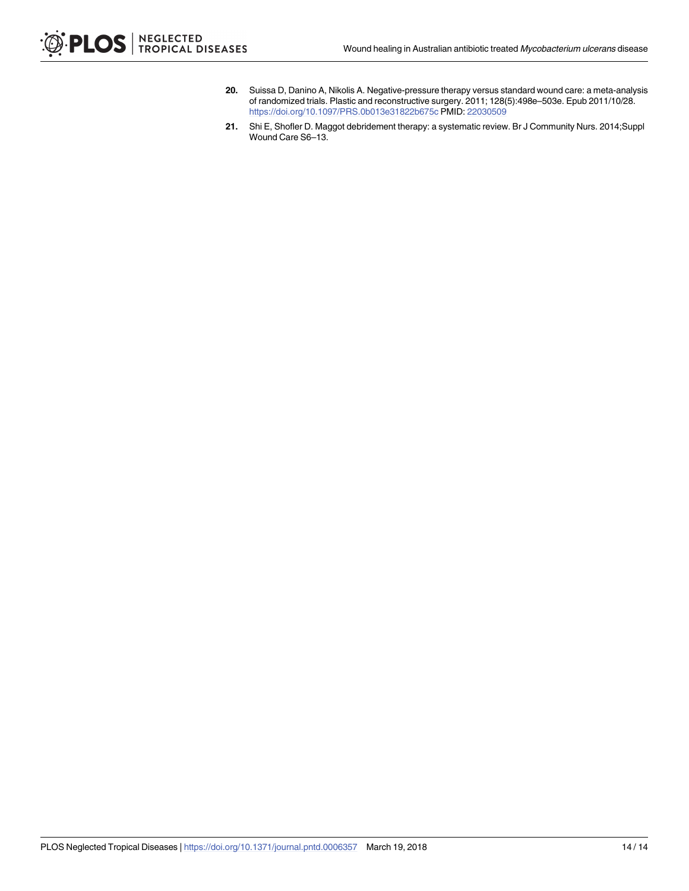20. Suissa D, Danino A, Nikolis A. Negative-pressure therapy versus standard wound care: a meta-analysis of randomized trials. Plastic and reconstructive surgery. 2011; 128(5):498e–503e. Epub 2011/10/28. https://doi.org/10.1097/PRS.0b013e31822b675c PMID: 22030509

21. Shi E, Shofler D. Maggot debridement therapy: a systematic review. Br J Community Nurs. 2014;Suppl Wound Care S6–13.